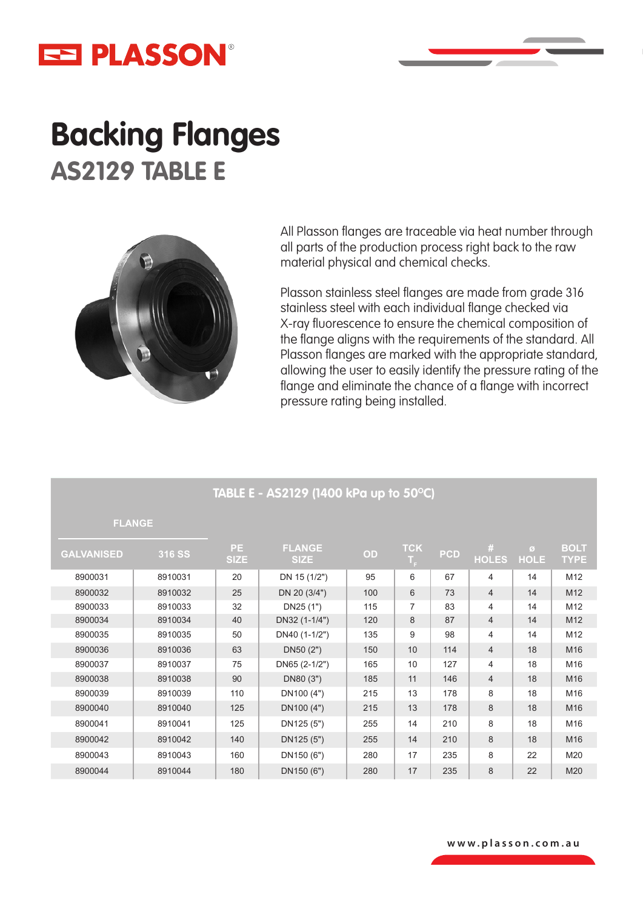# Backing Flanges

## AS2129 TABLE E

All Plasson flanges are traceable via heat number through all parts of the production process right back to the raw material physical and chemical checks.

Plasson stainless steel flanges are made from grade 316 stainless steel with each individual flange checked via X-ray fluorescence to ensure the chemical composition of the flange aligns with the requirements of the standard. All Plasson flanges are marked with the appropriate standard, allowing the user to easily identify the pressure rating of the flange and eliminate the chance of a flange with incorrect pressure rating being installed.

**TABLE E - AS2129 (1400 kPa up to 50°C)**

| FLANGE | | | | | | | | | |
|---|---|---|---|---|---|---|---|---|---|
| GALVANISED | 316 SS | PE SIZE | FLANGE SIZE | OD | TCK $T_F$ | PCD | # HOLES | ø HOLE | BOLT TYPE |
| 8900031 | 8910031 | 20 | DN 15 (1/2") | 95 | 6 | 67 | 4 | 14 | M12 |
| 8900032 | 8910032 | 25 | DN 20 (3/4") | 100 | 6 | 73 | 4 | 14 | M12 |
| 8900033 | 8910033 | 32 | DN25 (1") | 115 | 7 | 83 | 4 | 14 | M12 |
| 8900034 | 8910034 | 40 | DN32 (1-1/4") | 120 | 8 | 87 | 4 | 14 | M12 |
| 8900035 | 8910035 | 50 | DN40 (1-1/2") | 135 | 9 | 98 | 4 | 14 | M12 |
| 8900036 | 8910036 | 63 | DN50 (2") | 150 | 10 | 114 | 4 | 18 | M16 |
| 8900037 | 8910037 | 75 | DN65 (2-1/2") | 165 | 10 | 127 | 4 | 18 | M16 |
| 8900038 | 8910038 | 90 | DN80 (3") | 185 | 11 | 146 | 4 | 18 | M16 |
| 8900039 | 8910039 | 110 | DN100 (4") | 215 | 13 | 178 | 8 | 18 | M16 |
| 8900040 | 8910040 | 125 | DN100 (4") | 215 | 13 | 178 | 8 | 18 | M16 |
| 8900041 | 8910041 | 125 | DN125 (5") | 255 | 14 | 210 | 8 | 18 | M16 |
| 8900042 | 8910042 | 140 | DN125 (5") | 255 | 14 | 210 | 8 | 18 | M16 |
| 8900043 | 8910043 | 160 | DN150 (6") | 280 | 17 | 235 | 8 | 22 | M20 |
| 8900044 | 8910044 | 180 | DN150 (6") | 280 | 17 | 235 | 8 | 22 | M20 |

www.plasson.com.au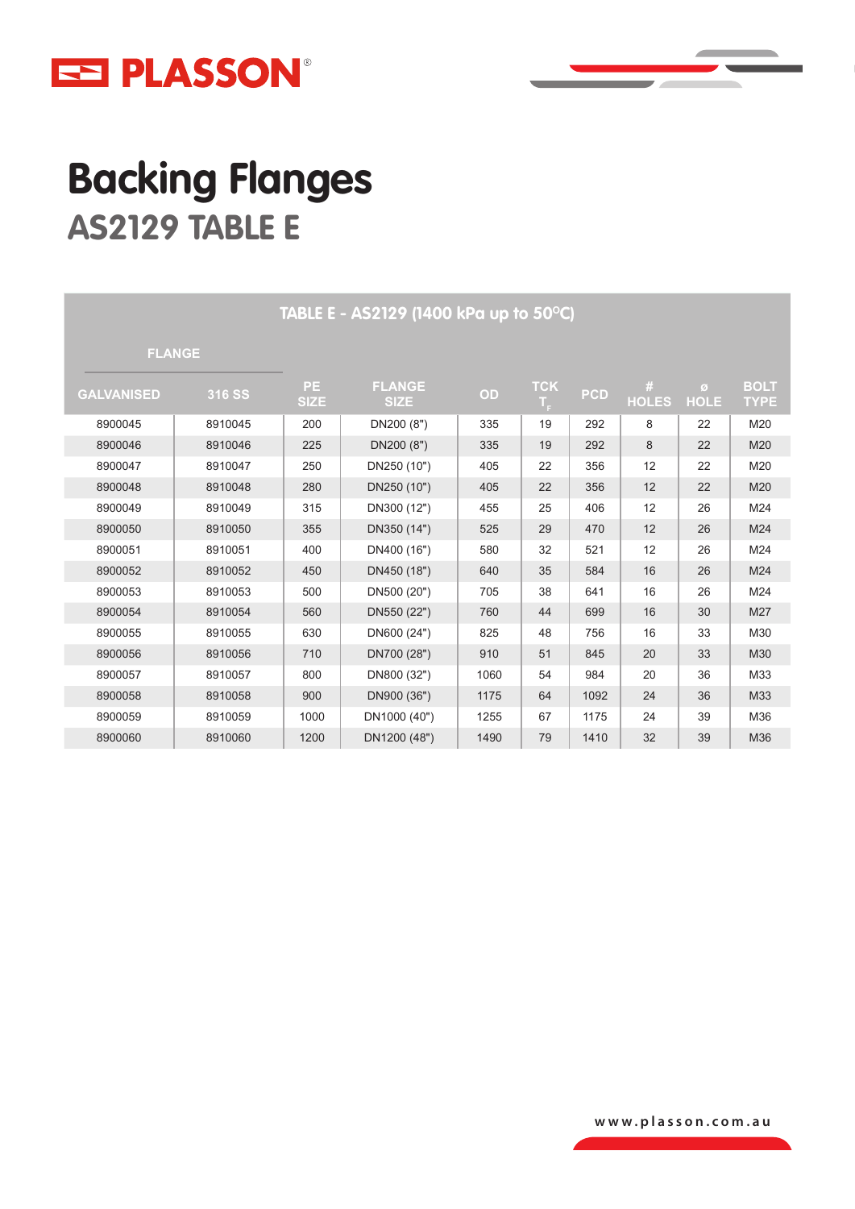# Backing Flanges

## AS2129 TABLE E

| TABLE E - AS2129 (1400 kPa up to 50°C) | | | | | | | | | | |
|---|---|---|---|---|---|---|---|---|---|---|
| FLANGE | | | | | | | | | | |
| GALVANISED | 316 SS | PE SIZE | FLANGE SIZE | OD | TCK $T_F$ | PCD | # HOLES | ø HOLE | BOLT TYPE |
| 8900045 | 8910045 | 200 | DN200 (8") | 335 | 19 | 292 | 8 | 22 | M20 |
| 8900046 | 8910046 | 225 | DN200 (8") | 335 | 19 | 292 | 8 | 22 | M20 |
| 8900047 | 8910047 | 250 | DN250 (10") | 405 | 22 | 356 | 12 | 22 | M20 |
| 8900048 | 8910048 | 280 | DN250 (10") | 405 | 22 | 356 | 12 | 22 | M20 |
| 8900049 | 8910049 | 315 | DN300 (12") | 455 | 25 | 406 | 12 | 26 | M24 |
| 8900050 | 8910050 | 355 | DN350 (14") | 525 | 29 | 470 | 12 | 26 | M24 |
| 8900051 | 8910051 | 400 | DN400 (16") | 580 | 32 | 521 | 12 | 26 | M24 |
| 8900052 | 8910052 | 450 | DN450 (18") | 640 | 35 | 584 | 16 | 26 | M24 |
| 8900053 | 8910053 | 500 | DN500 (20") | 705 | 38 | 641 | 16 | 26 | M24 |
| 8900054 | 8910054 | 560 | DN550 (22") | 760 | 44 | 699 | 16 | 30 | M27 |
| 8900055 | 8910055 | 630 | DN600 (24") | 825 | 48 | 756 | 16 | 33 | M30 |
| 8900056 | 8910056 | 710 | DN700 (28") | 910 | 51 | 845 | 20 | 33 | M30 |
| 8900057 | 8910057 | 800 | DN800 (32") | 1060 | 54 | 984 | 20 | 36 | M33 |
| 8900058 | 8910058 | 900 | DN900 (36") | 1175 | 64 | 1092 | 24 | 36 | M33 |
| 8900059 | 8910059 | 1000 | DN1000 (40") | 1255 | 67 | 1175 | 24 | 39 | M36 |
| 8900060 | 8910060 | 1200 | DN1200 (48") | 1490 | 79 | 1410 | 32 | 39 | M36 |

www.plasson.com.au